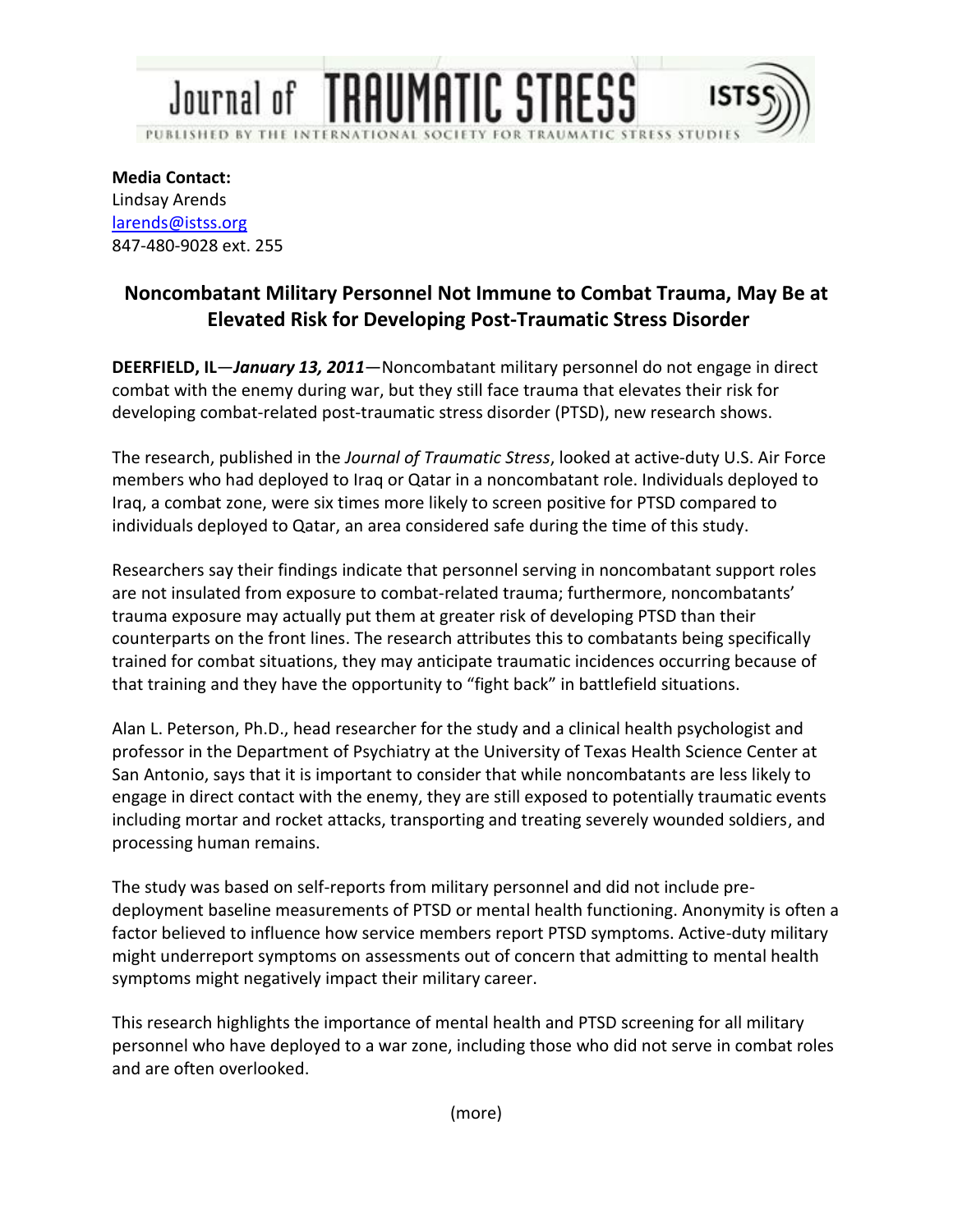Journal of TRAUMATIC STRESS

PUBLISHED BY THE INTERNATIONAL SOCIETY FOR TRAUMATIC STRESS STUDIES

**Media Contact:**
Lindsay Arends
larends@istss.org
847-480-9028 ext. 255

## Noncombatant Military Personnel Not Immune to Combat Trauma, May Be at Elevated Risk for Developing Post-Traumatic Stress Disorder

**DEERFIELD, IL**—***January 13, 2011***—Noncombatant military personnel do not engage in direct combat with the enemy during war, but they still face trauma that elevates their risk for developing combat-related post-traumatic stress disorder (PTSD), new research shows.

The research, published in the *Journal of Traumatic Stress*, looked at active-duty U.S. Air Force members who had deployed to Iraq or Qatar in a noncombatant role. Individuals deployed to Iraq, a combat zone, were six times more likely to screen positive for PTSD compared to individuals deployed to Qatar, an area considered safe during the time of this study.

Researchers say their findings indicate that personnel serving in noncombatant support roles are not insulated from exposure to combat-related trauma; furthermore, noncombatants' trauma exposure may actually put them at greater risk of developing PTSD than their counterparts on the front lines. The research attributes this to combatants being specifically trained for combat situations, they may anticipate traumatic incidences occurring because of that training and they have the opportunity to "fight back" in battlefield situations.

Alan L. Peterson, Ph.D., head researcher for the study and a clinical health psychologist and professor in the Department of Psychiatry at the University of Texas Health Science Center at San Antonio, says that it is important to consider that while noncombatants are less likely to engage in direct contact with the enemy, they are still exposed to potentially traumatic events including mortar and rocket attacks, transporting and treating severely wounded soldiers, and processing human remains.

The study was based on self-reports from military personnel and did not include pre-deployment baseline measurements of PTSD or mental health functioning. Anonymity is often a factor believed to influence how service members report PTSD symptoms. Active-duty military might underreport symptoms on assessments out of concern that admitting to mental health symptoms might negatively impact their military career.

This research highlights the importance of mental health and PTSD screening for all military personnel who have deployed to a war zone, including those who did not serve in combat roles and are often overlooked.

(more)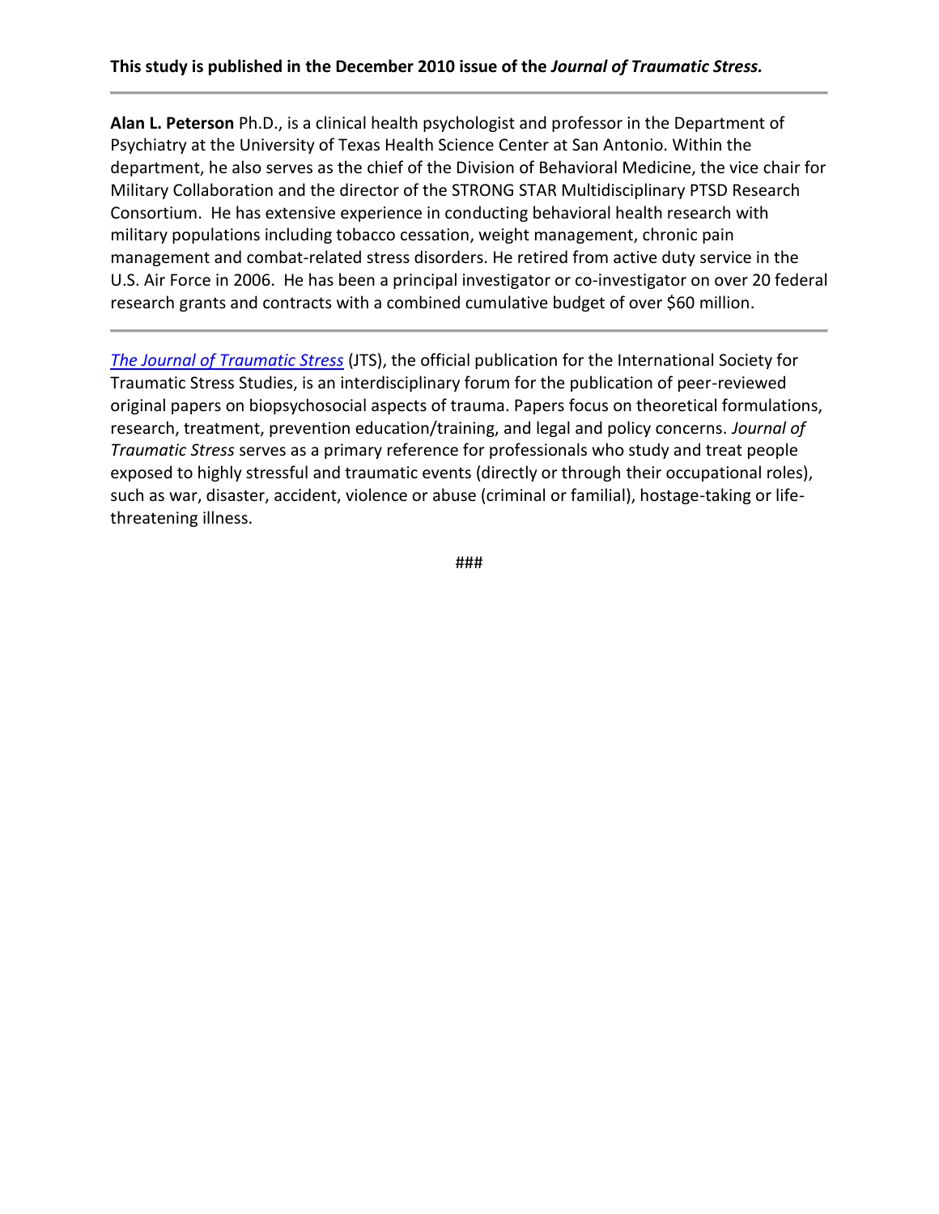**This study is published in the December 2010 issue of the *Journal of Traumatic Stress.***

---

**Alan L. Peterson** Ph.D., is a clinical health psychologist and professor in the Department of Psychiatry at the University of Texas Health Science Center at San Antonio. Within the department, he also serves as the chief of the Division of Behavioral Medicine, the vice chair for Military Collaboration and the director of the STRONG STAR Multidisciplinary PTSD Research Consortium. He has extensive experience in conducting behavioral health research with military populations including tobacco cessation, weight management, chronic pain management and combat-related stress disorders. He retired from active duty service in the U.S. Air Force in 2006. He has been a principal investigator or co-investigator on over 20 federal research grants and contracts with a combined cumulative budget of over $60 million.

---

*The Journal of Traumatic Stress* (JTS), the official publication for the International Society for Traumatic Stress Studies, is an interdisciplinary forum for the publication of peer-reviewed original papers on biopsychosocial aspects of trauma. Papers focus on theoretical formulations, research, treatment, prevention education/training, and legal and policy concerns. *Journal of Traumatic Stress* serves as a primary reference for professionals who study and treat people exposed to highly stressful and traumatic events (directly or through their occupational roles), such as war, disaster, accident, violence or abuse (criminal or familial), hostage-taking or life-threatening illness.

###